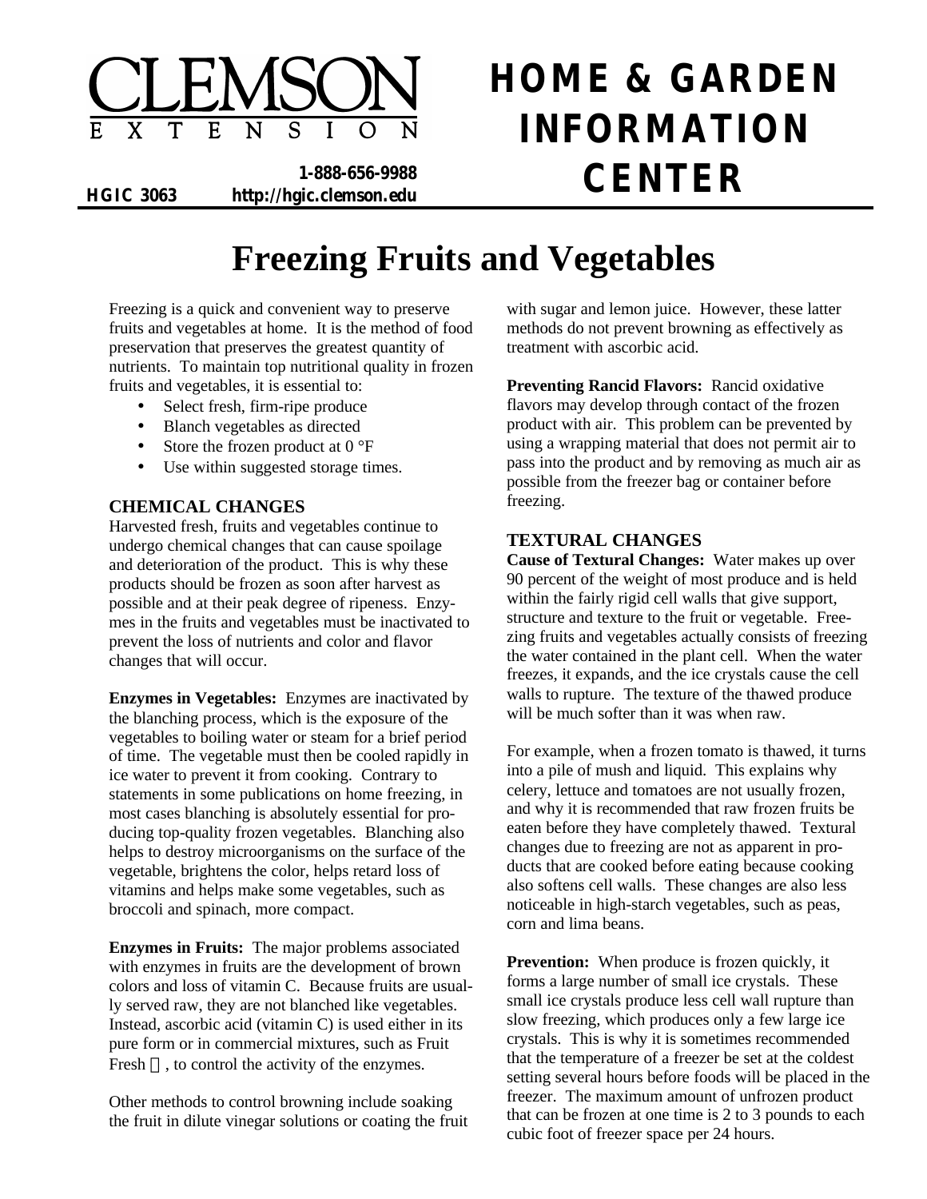# Freezing Fruits and Vegetables

Freezing is a quick and convenient way to preserve fruits and vegetables at home. It is the method of food preservation that preserves the greatest quantity of nutrients. To maintain top nutritional quality in frozen fruits and vegetables, it is essential to:

- Select fresh, firm-ripe produce
- Blanch vegetables as directed
- Store the frozen product at 0 °F
- Use within suggested storage times.

## CHEMICAL CHANGES

Harvested fresh, fruits and vegetables continue to undergo chemical changes that can cause spoilage and deterioration of the product. This is why these products should be frozen as soon after harvest as possible and at their peak degree of ripeness. Enzymes in the fruits and vegetables must be inactivated to prevent the loss of nutrients and color and flavor changes that will occur.

**Enzymes in Vegetables:** Enzymes are inactivated by the blanching process, which is the exposure of the vegetables to boiling water or steam for a brief period of time. The vegetable must then be cooled rapidly in ice water to prevent it from cooking. Contrary to statements in some publications on home freezing, in most cases blanching is absolutely essential for producing top-quality frozen vegetables. Blanching also helps to destroy microorganisms on the surface of the vegetable, brightens the color, helps retard loss of vitamins and helps make some vegetables, such as broccoli and spinach, more compact.

**Enzymes in Fruits:** The major problems associated with enzymes in fruits are the development of brown colors and loss of vitamin C. Because fruits are usually served raw, they are not blanched like vegetables. Instead, ascorbic acid (vitamin C) is used either in its pure form or in commercial mixtures, such as Fruit Fresh ®, to control the activity of the enzymes.

Other methods to control browning include soaking the fruit in dilute vinegar solutions or coating the fruit with sugar and lemon juice. However, these latter methods do not prevent browning as effectively as treatment with ascorbic acid.

**Preventing Rancid Flavors:** Rancid oxidative flavors may develop through contact of the frozen product with air. This problem can be prevented by using a wrapping material that does not permit air to pass into the product and by removing as much air as possible from the freezer bag or container before freezing.

## TEXTURAL CHANGES

**Cause of Textural Changes:** Water makes up over 90 percent of the weight of most produce and is held within the fairly rigid cell walls that give support, structure and texture to the fruit or vegetable. Freezing fruits and vegetables actually consists of freezing the water contained in the plant cell. When the water freezes, it expands, and the ice crystals cause the cell walls to rupture. The texture of the thawed produce will be much softer than it was when raw.

For example, when a frozen tomato is thawed, it turns into a pile of mush and liquid. This explains why celery, lettuce and tomatoes are not usually frozen, and why it is recommended that raw frozen fruits be eaten before they have completely thawed. Textural changes due to freezing are not as apparent in products that are cooked before eating because cooking also softens cell walls. These changes are also less noticeable in high-starch vegetables, such as peas, corn and lima beans.

**Prevention:** When produce is frozen quickly, it forms a large number of small ice crystals. These small ice crystals produce less cell wall rupture than slow freezing, which produces only a few large ice crystals. This is why it is sometimes recommended that the temperature of a freezer be set at the coldest setting several hours before foods will be placed in the freezer. The maximum amount of unfrozen product that can be frozen at one time is 2 to 3 pounds to each cubic foot of freezer space per 24 hours.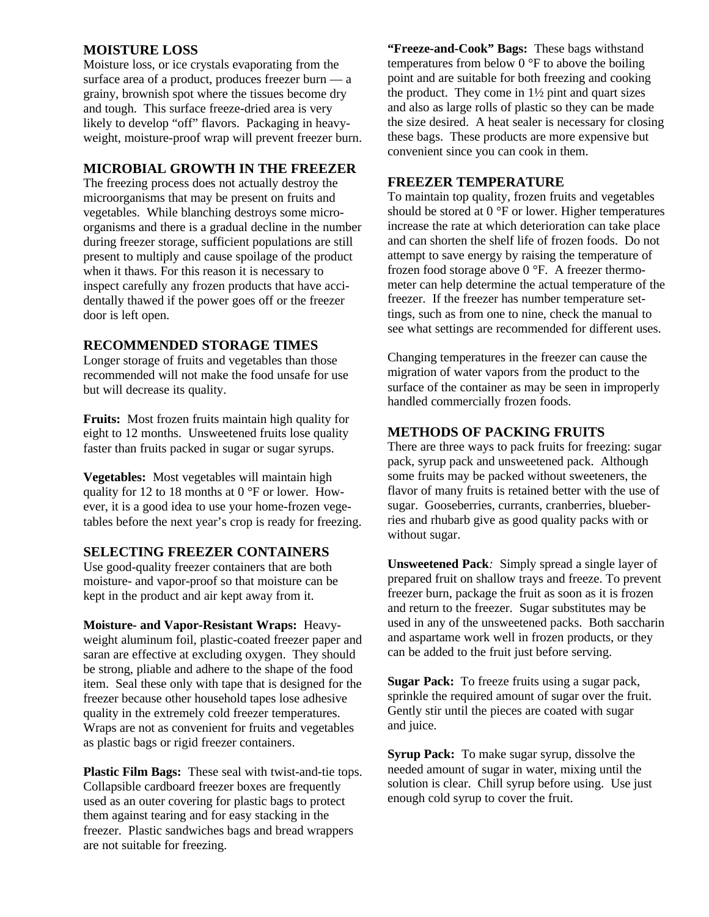## MOISTURE LOSS

Moisture loss, or ice crystals evaporating from the surface area of a product, produces freezer burn — a grainy, brownish spot where the tissues become dry and tough. This surface freeze-dried area is very likely to develop "off" flavors. Packaging in heavy-weight, moisture-proof wrap will prevent freezer burn.

## MICROBIAL GROWTH IN THE FREEZER

The freezing process does not actually destroy the microorganisms that may be present on fruits and vegetables. While blanching destroys some micro-organisms and there is a gradual decline in the number during freezer storage, sufficient populations are still present to multiply and cause spoilage of the product when it thaws. For this reason it is necessary to inspect carefully any frozen products that have accidentally thawed if the power goes off or the freezer door is left open.

## RECOMMENDED STORAGE TIMES

Longer storage of fruits and vegetables than those recommended will not make the food unsafe for use but will decrease its quality.

**Fruits:** Most frozen fruits maintain high quality for eight to 12 months. Unsweetened fruits lose quality faster than fruits packed in sugar or sugar syrups.

**Vegetables:** Most vegetables will maintain high quality for 12 to 18 months at 0 °F or lower. However, it is a good idea to use your home-frozen vegetables before the next year's crop is ready for freezing.

## SELECTING FREEZER CONTAINERS

Use good-quality freezer containers that are both moisture- and vapor-proof so that moisture can be kept in the product and air kept away from it.

**Moisture- and Vapor-Resistant Wraps:** Heavy-weight aluminum foil, plastic-coated freezer paper and saran are effective at excluding oxygen. They should be strong, pliable and adhere to the shape of the food item. Seal these only with tape that is designed for the freezer because other household tapes lose adhesive quality in the extremely cold freezer temperatures. Wraps are not as convenient for fruits and vegetables as plastic bags or rigid freezer containers.

**Plastic Film Bags:** These seal with twist-and-tie tops. Collapsible cardboard freezer boxes are frequently used as an outer covering for plastic bags to protect them against tearing and for easy stacking in the freezer. Plastic sandwiches bags and bread wrappers are not suitable for freezing.

**"Freeze-and-Cook" Bags:** These bags withstand temperatures from below 0 °F to above the boiling point and are suitable for both freezing and cooking the product. They come in 1½ pint and quart sizes and also as large rolls of plastic so they can be made the size desired. A heat sealer is necessary for closing these bags. These products are more expensive but convenient since you can cook in them.

## FREEZER TEMPERATURE

To maintain top quality, frozen fruits and vegetables should be stored at 0 °F or lower. Higher temperatures increase the rate at which deterioration can take place and can shorten the shelf life of frozen foods. Do not attempt to save energy by raising the temperature of frozen food storage above 0 °F. A freezer thermometer can help determine the actual temperature of the freezer. If the freezer has number temperature settings, such as from one to nine, check the manual to see what settings are recommended for different uses.

Changing temperatures in the freezer can cause the migration of water vapors from the product to the surface of the container as may be seen in improperly handled commercially frozen foods.

## METHODS OF PACKING FRUITS

There are three ways to pack fruits for freezing: sugar pack, syrup pack and unsweetened pack. Although some fruits may be packed without sweeteners, the flavor of many fruits is retained better with the use of sugar. Gooseberries, currants, cranberries, blueberries and rhubarb give as good quality packs with or without sugar.

**Unsweetened Pack***:* Simply spread a single layer of prepared fruit on shallow trays and freeze. To prevent freezer burn, package the fruit as soon as it is frozen and return to the freezer. Sugar substitutes may be used in any of the unsweetened packs. Both saccharin and aspartame work well in frozen products, or they can be added to the fruit just before serving.

**Sugar Pack:** To freeze fruits using a sugar pack, sprinkle the required amount of sugar over the fruit. Gently stir until the pieces are coated with sugar and juice.

**Syrup Pack:** To make sugar syrup, dissolve the needed amount of sugar in water, mixing until the solution is clear. Chill syrup before using. Use just enough cold syrup to cover the fruit.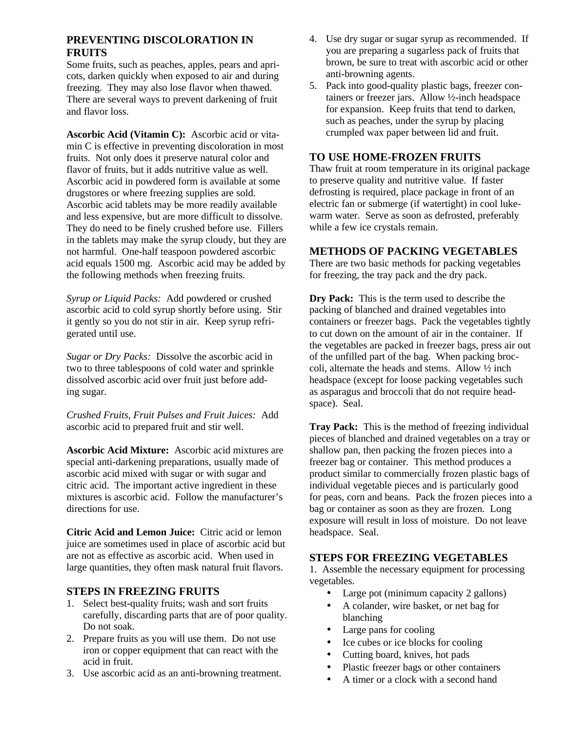## PREVENTING DISCOLORATION IN FRUITS

Some fruits, such as peaches, apples, pears and apricots, darken quickly when exposed to air and during freezing. They may also lose flavor when thawed. There are several ways to prevent darkening of fruit and flavor loss.

**Ascorbic Acid (Vitamin C):** Ascorbic acid or vitamin C is effective in preventing discoloration in most fruits. Not only does it preserve natural color and flavor of fruits, but it adds nutritive value as well. Ascorbic acid in powdered form is available at some drugstores or where freezing supplies are sold. Ascorbic acid tablets may be more readily available and less expensive, but are more difficult to dissolve. They do need to be finely crushed before use. Fillers in the tablets may make the syrup cloudy, but they are not harmful. One-half teaspoon powdered ascorbic acid equals 1500 mg. Ascorbic acid may be added by the following methods when freezing fruits.

*Syrup or Liquid Packs:* Add powdered or crushed ascorbic acid to cold syrup shortly before using. Stir it gently so you do not stir in air. Keep syrup refrigerated until use.

*Sugar or Dry Packs:* Dissolve the ascorbic acid in two to three tablespoons of cold water and sprinkle dissolved ascorbic acid over fruit just before adding sugar.

*Crushed Fruits, Fruit Pulses and Fruit Juices:* Add ascorbic acid to prepared fruit and stir well.

**Ascorbic Acid Mixture:** Ascorbic acid mixtures are special anti-darkening preparations, usually made of ascorbic acid mixed with sugar or with sugar and citric acid. The important active ingredient in these mixtures is ascorbic acid. Follow the manufacturer's directions for use.

**Citric Acid and Lemon Juice:** Citric acid or lemon juice are sometimes used in place of ascorbic acid but are not as effective as ascorbic acid. When used in large quantities, they often mask natural fruit flavors.

## STEPS IN FREEZING FRUITS

1. Select best-quality fruits; wash and sort fruits carefully, discarding parts that are of poor quality. Do not soak.
2. Prepare fruits as you will use them. Do not use iron or copper equipment that can react with the acid in fruit.
3. Use ascorbic acid as an anti-browning treatment.
4. Use dry sugar or sugar syrup as recommended. If you are preparing a sugarless pack of fruits that brown, be sure to treat with ascorbic acid or other anti-browning agents.
5. Pack into good-quality plastic bags, freezer containers or freezer jars. Allow ½-inch headspace for expansion. Keep fruits that tend to darken, such as peaches, under the syrup by placing crumpled wax paper between lid and fruit.

## TO USE HOME-FROZEN FRUITS

Thaw fruit at room temperature in its original package to preserve quality and nutritive value. If faster defrosting is required, place package in front of an electric fan or submerge (if watertight) in cool lukewarm water. Serve as soon as defrosted, preferably while a few ice crystals remain.

## METHODS OF PACKING VEGETABLES

There are two basic methods for packing vegetables for freezing, the tray pack and the dry pack.

**Dry Pack:** This is the term used to describe the packing of blanched and drained vegetables into containers or freezer bags. Pack the vegetables tightly to cut down on the amount of air in the container. If the vegetables are packed in freezer bags, press air out of the unfilled part of the bag. When packing broccoli, alternate the heads and stems. Allow ½ inch headspace (except for loose packing vegetables such as asparagus and broccoli that do not require headspace). Seal.

**Tray Pack:** This is the method of freezing individual pieces of blanched and drained vegetables on a tray or shallow pan, then packing the frozen pieces into a freezer bag or container. This method produces a product similar to commercially frozen plastic bags of individual vegetable pieces and is particularly good for peas, corn and beans. Pack the frozen pieces into a bag or container as soon as they are frozen. Long exposure will result in loss of moisture. Do not leave headspace. Seal.

## STEPS FOR FREEZING VEGETABLES

1. Assemble the necessary equipment for processing vegetables.
   - Large pot (minimum capacity 2 gallons)
   - A colander, wire basket, or net bag for blanching
   - Large pans for cooling
   - Ice cubes or ice blocks for cooling
   - Cutting board, knives, hot pads
   - Plastic freezer bags or other containers
   - A timer or a clock with a second hand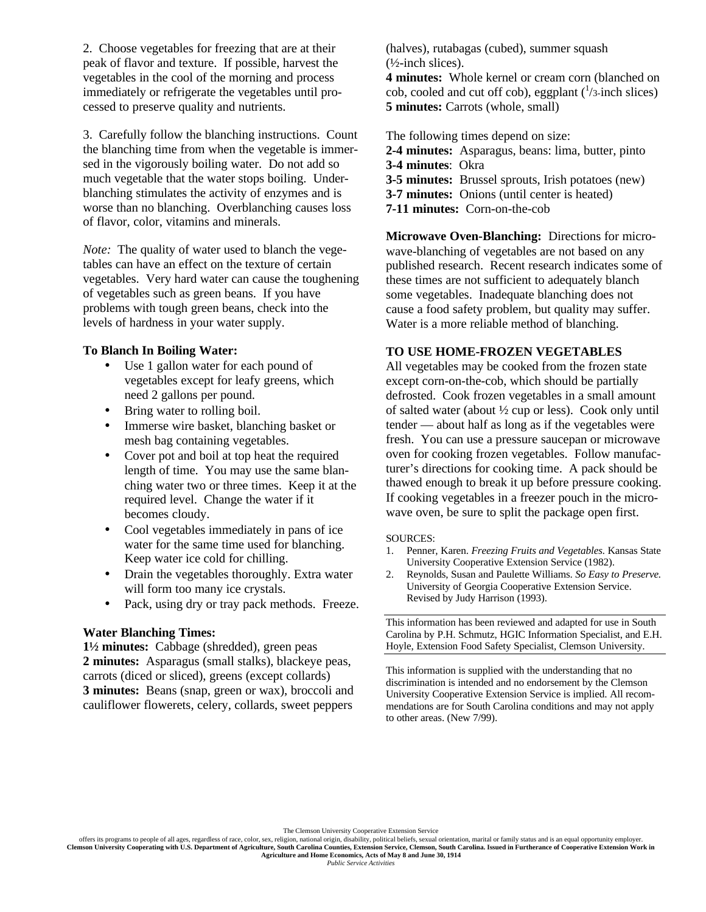2. Choose vegetables for freezing that are at their peak of flavor and texture. If possible, harvest the vegetables in the cool of the morning and process immediately or refrigerate the vegetables until processed to preserve quality and nutrients.

3. Carefully follow the blanching instructions. Count the blanching time from when the vegetable is immersed in the vigorously boiling water. Do not add so much vegetable that the water stops boiling. Underblanching stimulates the activity of enzymes and is worse than no blanching. Overblanching causes loss of flavor, color, vitamins and minerals.

*Note:* The quality of water used to blanch the vegetables can have an effect on the texture of certain vegetables. Very hard water can cause the toughening of vegetables such as green beans. If you have problems with tough green beans, check into the levels of hardness in your water supply.

**To Blanch In Boiling Water:**

- Use 1 gallon water for each pound of vegetables except for leafy greens, which need 2 gallons per pound.
- Bring water to rolling boil.
- Immerse wire basket, blanching basket or mesh bag containing vegetables.
- Cover pot and boil at top heat the required length of time. You may use the same blanching water two or three times. Keep it at the required level. Change the water if it becomes cloudy.
- Cool vegetables immediately in pans of ice water for the same time used for blanching. Keep water ice cold for chilling.
- Drain the vegetables thoroughly. Extra water will form too many ice crystals.
- Pack, using dry or tray pack methods. Freeze.

**Water Blanching Times:**

**1½ minutes:** Cabbage (shredded), green peas
**2 minutes:** Asparagus (small stalks), blackeye peas, carrots (diced or sliced), greens (except collards)
**3 minutes:** Beans (snap, green or wax), broccoli and cauliflower flowerets, celery, collards, sweet peppers (halves), rutabagas (cubed), summer squash (½-inch slices).
**4 minutes:** Whole kernel or cream corn (blanched on cob, cooled and cut off cob), eggplant (1/3-inch slices)
**5 minutes:** Carrots (whole, small)

The following times depend on size:
**2-4 minutes:** Asparagus, beans: lima, butter, pinto
**3-4 minutes**: Okra
**3-5 minutes:** Brussel sprouts, Irish potatoes (new)
**3-7 minutes:** Onions (until center is heated)
**7-11 minutes:** Corn-on-the-cob

**Microwave Oven-Blanching:** Directions for microwave-blanching of vegetables are not based on any published research. Recent research indicates some of these times are not sufficient to adequately blanch some vegetables. Inadequate blanching does not cause a food safety problem, but quality may suffer. Water is a more reliable method of blanching.

**TO USE HOME-FROZEN VEGETABLES**

All vegetables may be cooked from the frozen state except corn-on-the-cob, which should be partially defrosted. Cook frozen vegetables in a small amount of salted water (about ½ cup or less). Cook only until tender — about half as long as if the vegetables were fresh. You can use a pressure saucepan or microwave oven for cooking frozen vegetables. Follow manufacturer's directions for cooking time. A pack should be thawed enough to break it up before pressure cooking. If cooking vegetables in a freezer pouch in the microwave oven, be sure to split the package open first.

SOURCES:

1. Penner, Karen. *Freezing Fruits and Vegetables.* Kansas State University Cooperative Extension Service (1982).
2. Reynolds, Susan and Paulette Williams. *So Easy to Preserve.* University of Georgia Cooperative Extension Service. Revised by Judy Harrison (1993).

This information has been reviewed and adapted for use in South Carolina by P.H. Schmutz, HGIC Information Specialist, and E.H. Hoyle, Extension Food Safety Specialist, Clemson University.

This information is supplied with the understanding that no discrimination is intended and no endorsement by the Clemson University Cooperative Extension Service is implied. All recommendations are for South Carolina conditions and may not apply to other areas. (New 7/99).

The Clemson University Cooperative Extension Service
offers its programs to people of all ages, regardless of race, color, sex, religion, national origin, disability, political beliefs, sexual orientation, marital or family status and is an equal opportunity employer.
**Clemson University Cooperating with U.S. Department of Agriculture, South Carolina Counties, Extension Service, Clemson, South Carolina. Issued in Furtherance of Cooperative Extension Work in Agriculture and Home Economics, Acts of May 8 and June 30, 1914**
*Public Service Activities*